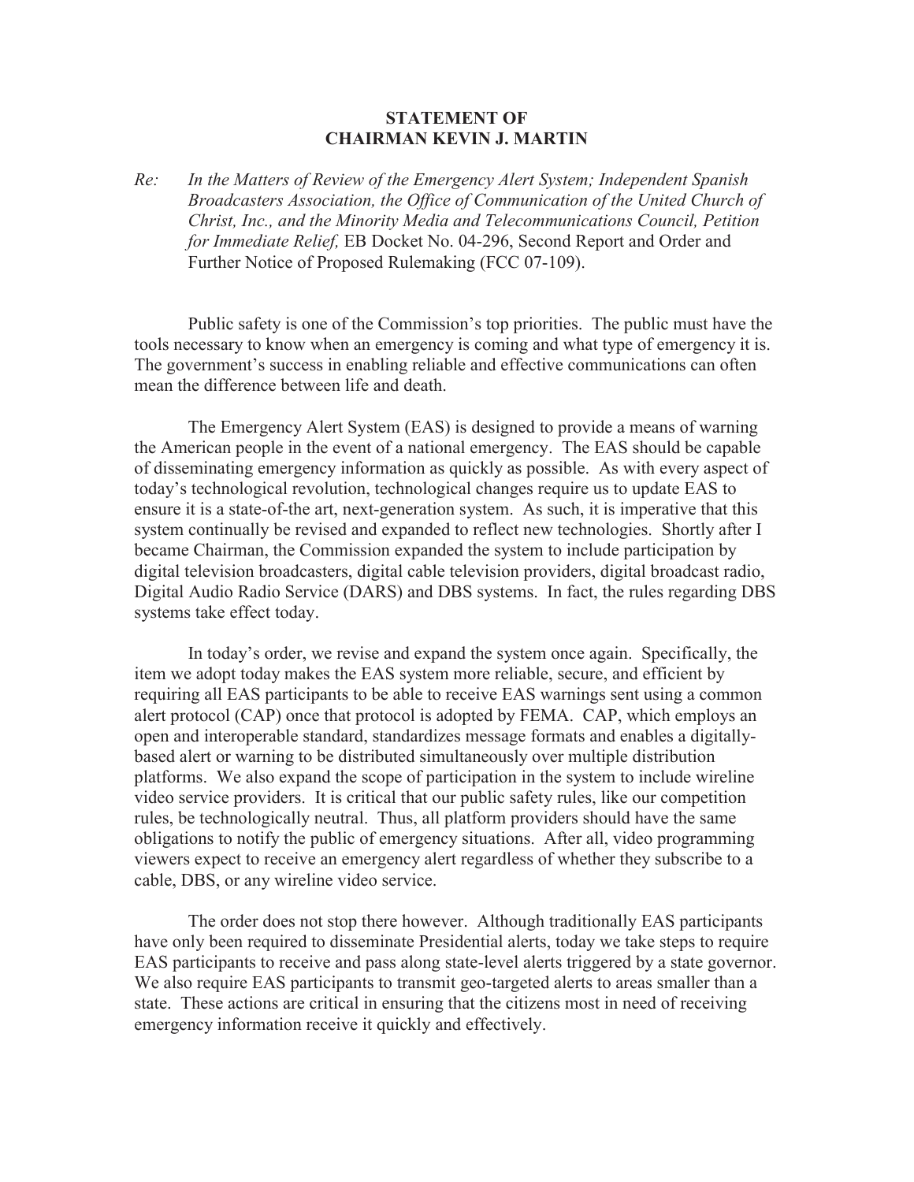**STATEMENT OF**
**CHAIRMAN KEVIN J. MARTIN**

*Re: In the Matters of Review of the Emergency Alert System; Independent Spanish Broadcasters Association, the Office of Communication of the United Church of Christ, Inc., and the Minority Media and Telecommunications Council, Petition for Immediate Relief,* EB Docket No. 04-296, Second Report and Order and Further Notice of Proposed Rulemaking (FCC 07-109).

Public safety is one of the Commission's top priorities. The public must have the tools necessary to know when an emergency is coming and what type of emergency it is. The government's success in enabling reliable and effective communications can often mean the difference between life and death.

The Emergency Alert System (EAS) is designed to provide a means of warning the American people in the event of a national emergency. The EAS should be capable of disseminating emergency information as quickly as possible. As with every aspect of today's technological revolution, technological changes require us to update EAS to ensure it is a state-of-the art, next-generation system. As such, it is imperative that this system continually be revised and expanded to reflect new technologies. Shortly after I became Chairman, the Commission expanded the system to include participation by digital television broadcasters, digital cable television providers, digital broadcast radio, Digital Audio Radio Service (DARS) and DBS systems. In fact, the rules regarding DBS systems take effect today.

In today's order, we revise and expand the system once again. Specifically, the item we adopt today makes the EAS system more reliable, secure, and efficient by requiring all EAS participants to be able to receive EAS warnings sent using a common alert protocol (CAP) once that protocol is adopted by FEMA. CAP, which employs an open and interoperable standard, standardizes message formats and enables a digitally-based alert or warning to be distributed simultaneously over multiple distribution platforms. We also expand the scope of participation in the system to include wireline video service providers. It is critical that our public safety rules, like our competition rules, be technologically neutral. Thus, all platform providers should have the same obligations to notify the public of emergency situations. After all, video programming viewers expect to receive an emergency alert regardless of whether they subscribe to a cable, DBS, or any wireline video service.

The order does not stop there however. Although traditionally EAS participants have only been required to disseminate Presidential alerts, today we take steps to require EAS participants to receive and pass along state-level alerts triggered by a state governor. We also require EAS participants to transmit geo-targeted alerts to areas smaller than a state. These actions are critical in ensuring that the citizens most in need of receiving emergency information receive it quickly and effectively.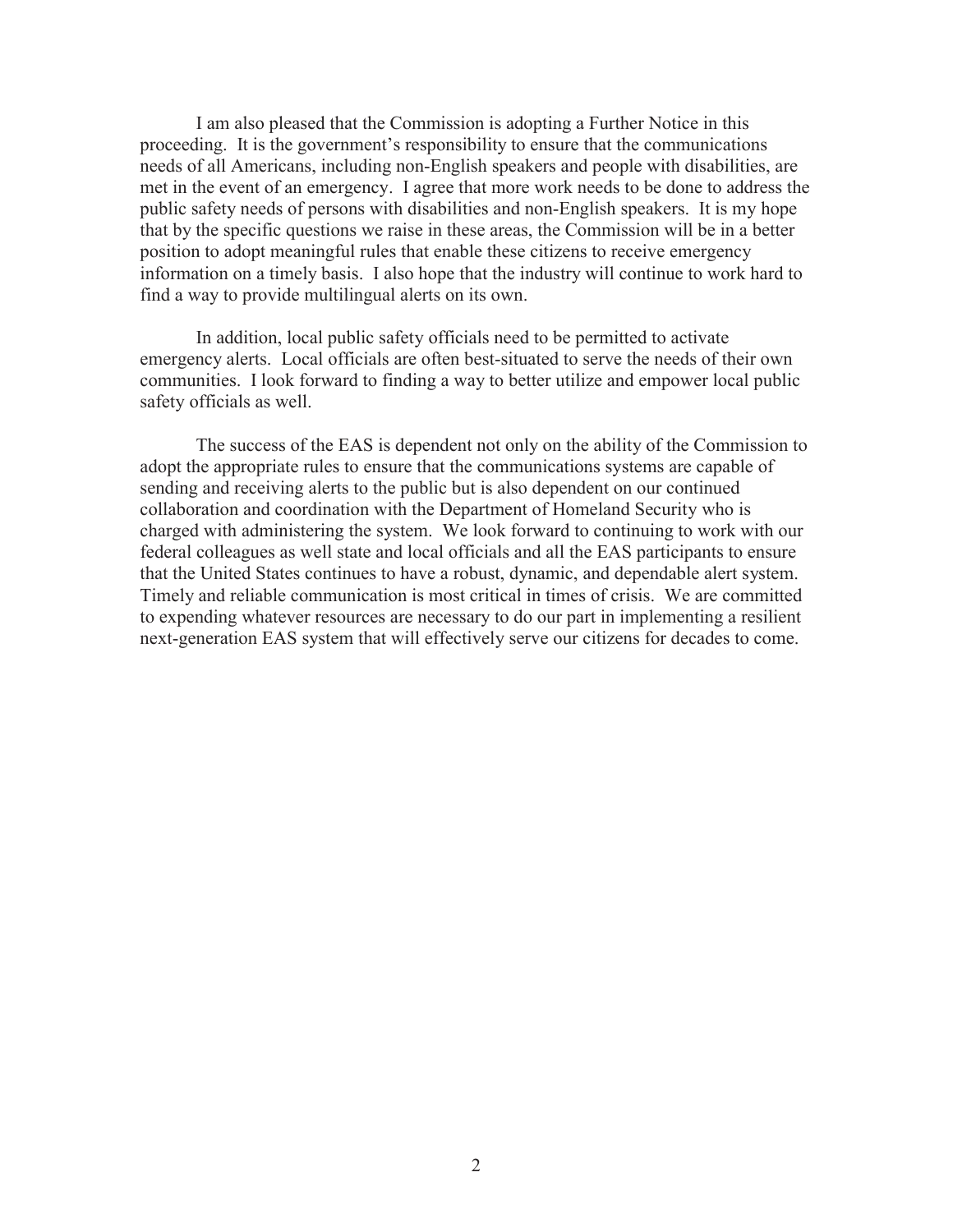I am also pleased that the Commission is adopting a Further Notice in this proceeding. It is the government's responsibility to ensure that the communications needs of all Americans, including non-English speakers and people with disabilities, are met in the event of an emergency. I agree that more work needs to be done to address the public safety needs of persons with disabilities and non-English speakers. It is my hope that by the specific questions we raise in these areas, the Commission will be in a better position to adopt meaningful rules that enable these citizens to receive emergency information on a timely basis. I also hope that the industry will continue to work hard to find a way to provide multilingual alerts on its own.

In addition, local public safety officials need to be permitted to activate emergency alerts. Local officials are often best-situated to serve the needs of their own communities. I look forward to finding a way to better utilize and empower local public safety officials as well.

The success of the EAS is dependent not only on the ability of the Commission to adopt the appropriate rules to ensure that the communications systems are capable of sending and receiving alerts to the public but is also dependent on our continued collaboration and coordination with the Department of Homeland Security who is charged with administering the system. We look forward to continuing to work with our federal colleagues as well state and local officials and all the EAS participants to ensure that the United States continues to have a robust, dynamic, and dependable alert system. Timely and reliable communication is most critical in times of crisis. We are committed to expending whatever resources are necessary to do our part in implementing a resilient next-generation EAS system that will effectively serve our citizens for decades to come.